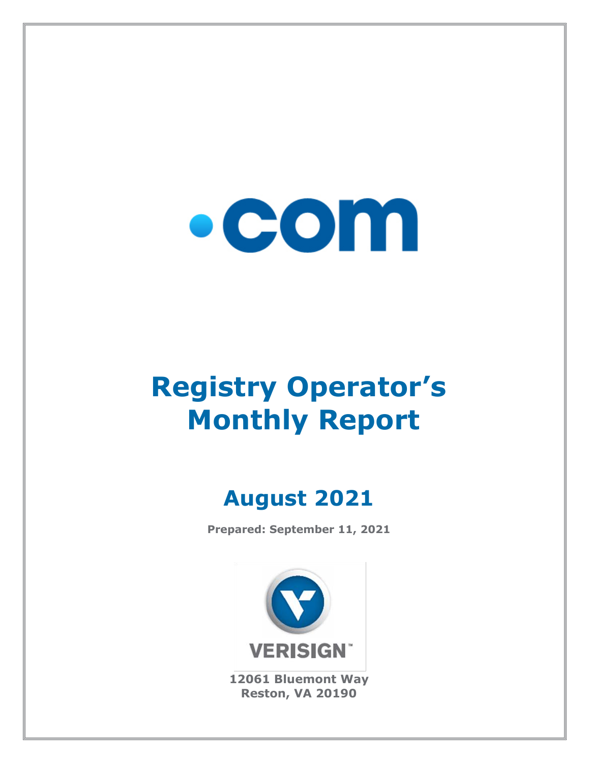# .com

# Registry Operator's Monthly Report

## August 2021

**Prepared: September 11, 2021**

VERISIGN™

**12061 Bluemont Way**
**Reston, VA 20190**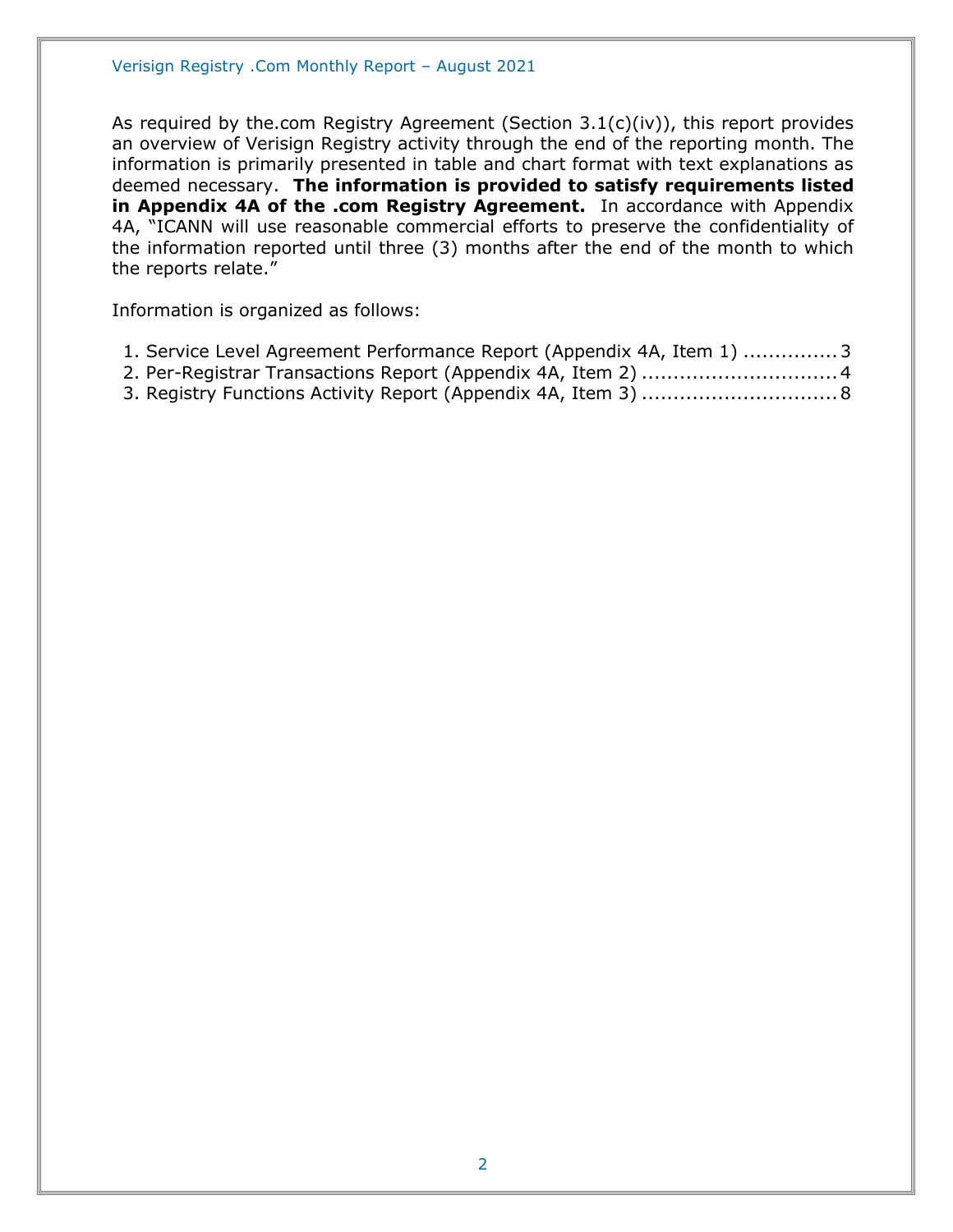As required by the.com Registry Agreement (Section 3.1(c)(iv)), this report provides an overview of Verisign Registry activity through the end of the reporting month. The information is primarily presented in table and chart format with text explanations as deemed necessary. **The information is provided to satisfy requirements listed in Appendix 4A of the .com Registry Agreement.** In accordance with Appendix 4A, "ICANN will use reasonable commercial efforts to preserve the confidentiality of the information reported until three (3) months after the end of the month to which the reports relate."

Information is organized as follows:

1. Service Level Agreement Performance Report (Appendix 4A, Item 1) ............... 3
2. Per-Registrar Transactions Report (Appendix 4A, Item 2) ............................... 4
3. Registry Functions Activity Report (Appendix 4A, Item 3) ............................... 8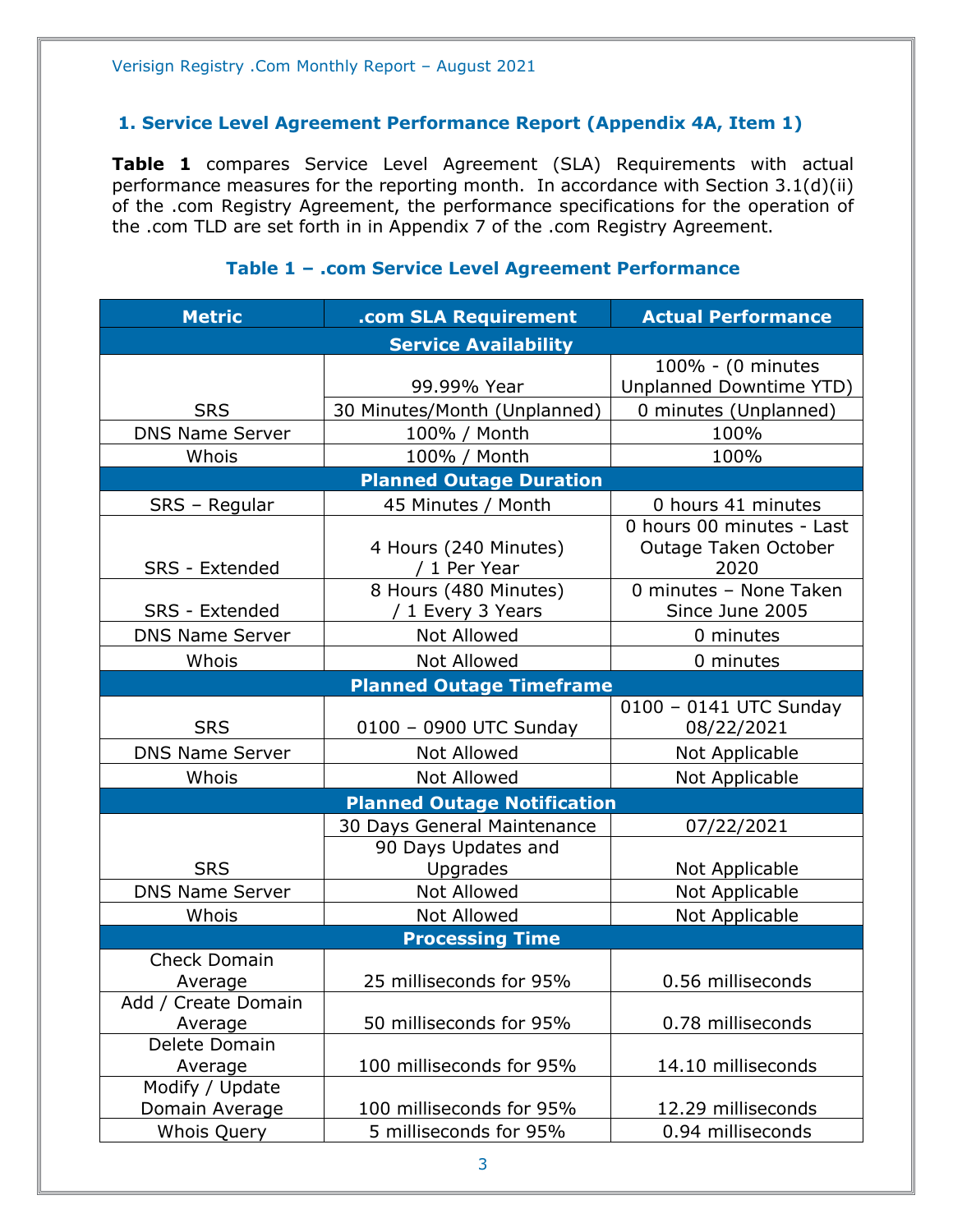## 1. Service Level Agreement Performance Report (Appendix 4A, Item 1)

**Table 1** compares Service Level Agreement (SLA) Requirements with actual performance measures for the reporting month. In accordance with Section 3.1(d)(ii) of the .com Registry Agreement, the performance specifications for the operation of the .com TLD are set forth in in Appendix 7 of the .com Registry Agreement.

### Table 1 – .com Service Level Agreement Performance

| Metric | .com SLA Requirement | Actual Performance |
|---|---|---|
| **Service Availability** | | |
| SRS | 99.99% Year | 100% - (0 minutes Unplanned Downtime YTD) |
| | 30 Minutes/Month (Unplanned) | 0 minutes (Unplanned) |
| DNS Name Server | 100% / Month | 100% |
| Whois | 100% / Month | 100% |
| **Planned Outage Duration** | | |
| SRS – Regular | 45 Minutes / Month | 0 hours 41 minutes |
| SRS - Extended | 4 Hours (240 Minutes) / 1 Per Year | 0 hours 00 minutes - Last Outage Taken October 2020 |
| SRS - Extended | 8 Hours (480 Minutes) / 1 Every 3 Years | 0 minutes – None Taken Since June 2005 |
| DNS Name Server | Not Allowed | 0 minutes |
| Whois | Not Allowed | 0 minutes |
| **Planned Outage Timeframe** | | |
| SRS | 0100 – 0900 UTC Sunday | 0100 – 0141 UTC Sunday 08/22/2021 |
| DNS Name Server | Not Allowed | Not Applicable |
| Whois | Not Allowed | Not Applicable |
| **Planned Outage Notification** | | |
| SRS | 30 Days General Maintenance | 07/22/2021 |
| | 90 Days Updates and Upgrades | Not Applicable |
| DNS Name Server | Not Allowed | Not Applicable |
| Whois | Not Allowed | Not Applicable |
| **Processing Time** | | |
| Check Domain Average | 25 milliseconds for 95% | 0.56 milliseconds |
| Add / Create Domain Average | 50 milliseconds for 95% | 0.78 milliseconds |
| Delete Domain Average | 100 milliseconds for 95% | 14.10 milliseconds |
| Modify / Update Domain Average | 100 milliseconds for 95% | 12.29 milliseconds |
| Whois Query | 5 milliseconds for 95% | 0.94 milliseconds |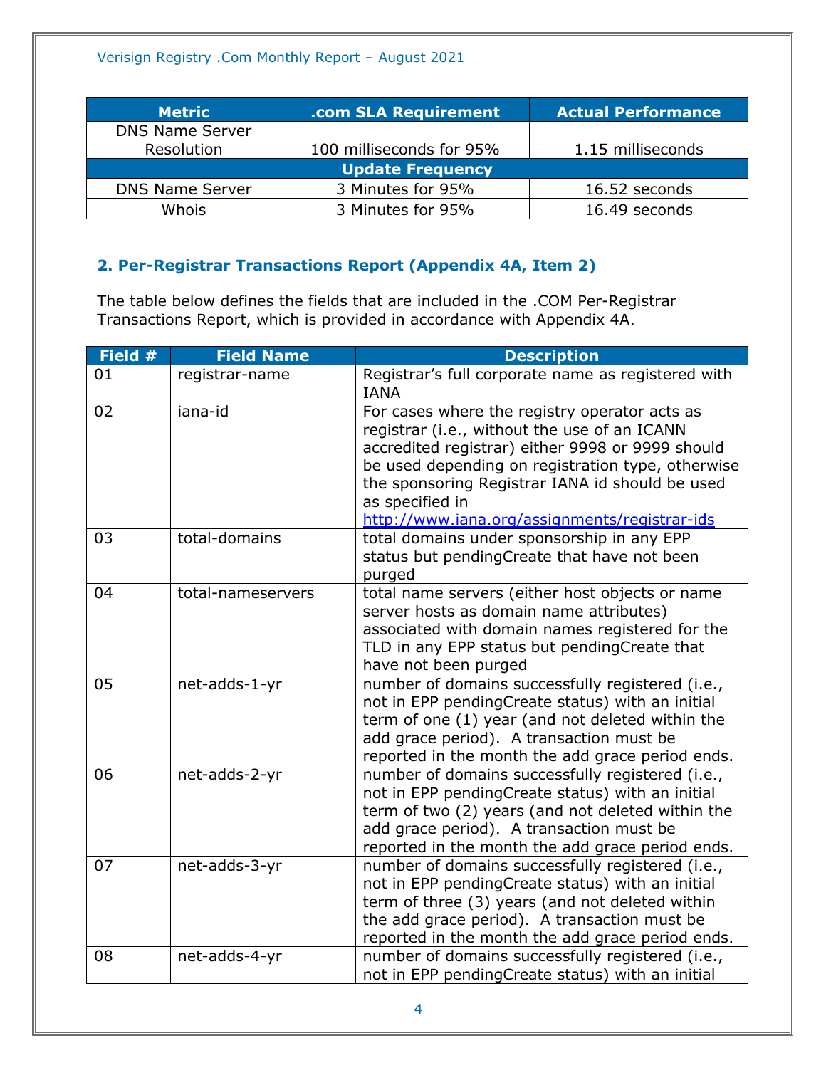| Metric | .com SLA Requirement | Actual Performance |
|---|---|---|
| DNS Name Server Resolution | 100 milliseconds for 95% | 1.15 milliseconds |
| **Update Frequency** | | |
| DNS Name Server | 3 Minutes for 95% | 16.52 seconds |
| Whois | 3 Minutes for 95% | 16.49 seconds |

### 2. Per-Registrar Transactions Report (Appendix 4A, Item 2)

The table below defines the fields that are included in the .COM Per-Registrar Transactions Report, which is provided in accordance with Appendix 4A.

| Field # | Field Name | Description |
|---|---|---|
| 01 | registrar-name | Registrar's full corporate name as registered with IANA |
| 02 | iana-id | For cases where the registry operator acts as registrar (i.e., without the use of an ICANN accredited registrar) either 9998 or 9999 should be used depending on registration type, otherwise the sponsoring Registrar IANA id should be used as specified in http://www.iana.org/assignments/registrar-ids |
| 03 | total-domains | total domains under sponsorship in any EPP status but pendingCreate that have not been purged |
| 04 | total-nameservers | total name servers (either host objects or name server hosts as domain name attributes) associated with domain names registered for the TLD in any EPP status but pendingCreate that have not been purged |
| 05 | net-adds-1-yr | number of domains successfully registered (i.e., not in EPP pendingCreate status) with an initial term of one (1) year (and not deleted within the add grace period). A transaction must be reported in the month the add grace period ends. |
| 06 | net-adds-2-yr | number of domains successfully registered (i.e., not in EPP pendingCreate status) with an initial term of two (2) years (and not deleted within the add grace period). A transaction must be reported in the month the add grace period ends. |
| 07 | net-adds-3-yr | number of domains successfully registered (i.e., not in EPP pendingCreate status) with an initial term of three (3) years (and not deleted within the add grace period). A transaction must be reported in the month the add grace period ends. |
| 08 | net-adds-4-yr | number of domains successfully registered (i.e., not in EPP pendingCreate status) with an initial |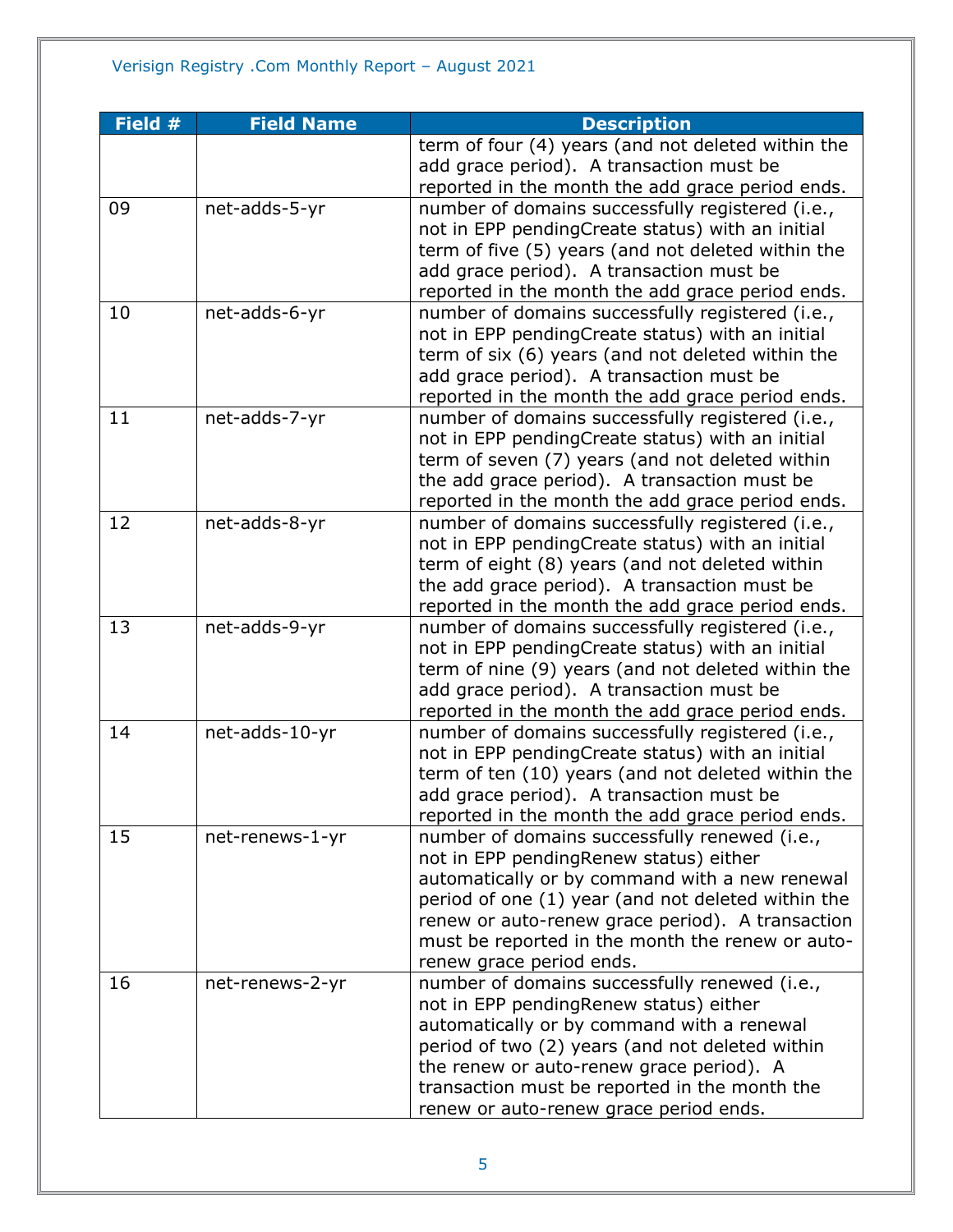| Field # | Field Name | Description |
|---|---|---|
| | | term of four (4) years (and not deleted within the add grace period). A transaction must be reported in the month the add grace period ends. |
| 09 | net-adds-5-yr | number of domains successfully registered (i.e., not in EPP pendingCreate status) with an initial term of five (5) years (and not deleted within the add grace period). A transaction must be reported in the month the add grace period ends. |
| 10 | net-adds-6-yr | number of domains successfully registered (i.e., not in EPP pendingCreate status) with an initial term of six (6) years (and not deleted within the add grace period). A transaction must be reported in the month the add grace period ends. |
| 11 | net-adds-7-yr | number of domains successfully registered (i.e., not in EPP pendingCreate status) with an initial term of seven (7) years (and not deleted within the add grace period). A transaction must be reported in the month the add grace period ends. |
| 12 | net-adds-8-yr | number of domains successfully registered (i.e., not in EPP pendingCreate status) with an initial term of eight (8) years (and not deleted within the add grace period). A transaction must be reported in the month the add grace period ends. |
| 13 | net-adds-9-yr | number of domains successfully registered (i.e., not in EPP pendingCreate status) with an initial term of nine (9) years (and not deleted within the add grace period). A transaction must be reported in the month the add grace period ends. |
| 14 | net-adds-10-yr | number of domains successfully registered (i.e., not in EPP pendingCreate status) with an initial term of ten (10) years (and not deleted within the add grace period). A transaction must be reported in the month the add grace period ends. |
| 15 | net-renews-1-yr | number of domains successfully renewed (i.e., not in EPP pendingRenew status) either automatically or by command with a new renewal period of one (1) year (and not deleted within the renew or auto-renew grace period). A transaction must be reported in the month the renew or auto-renew grace period ends. |
| 16 | net-renews-2-yr | number of domains successfully renewed (i.e., not in EPP pendingRenew status) either automatically or by command with a renewal period of two (2) years (and not deleted within the renew or auto-renew grace period). A transaction must be reported in the month the renew or auto-renew grace period ends. |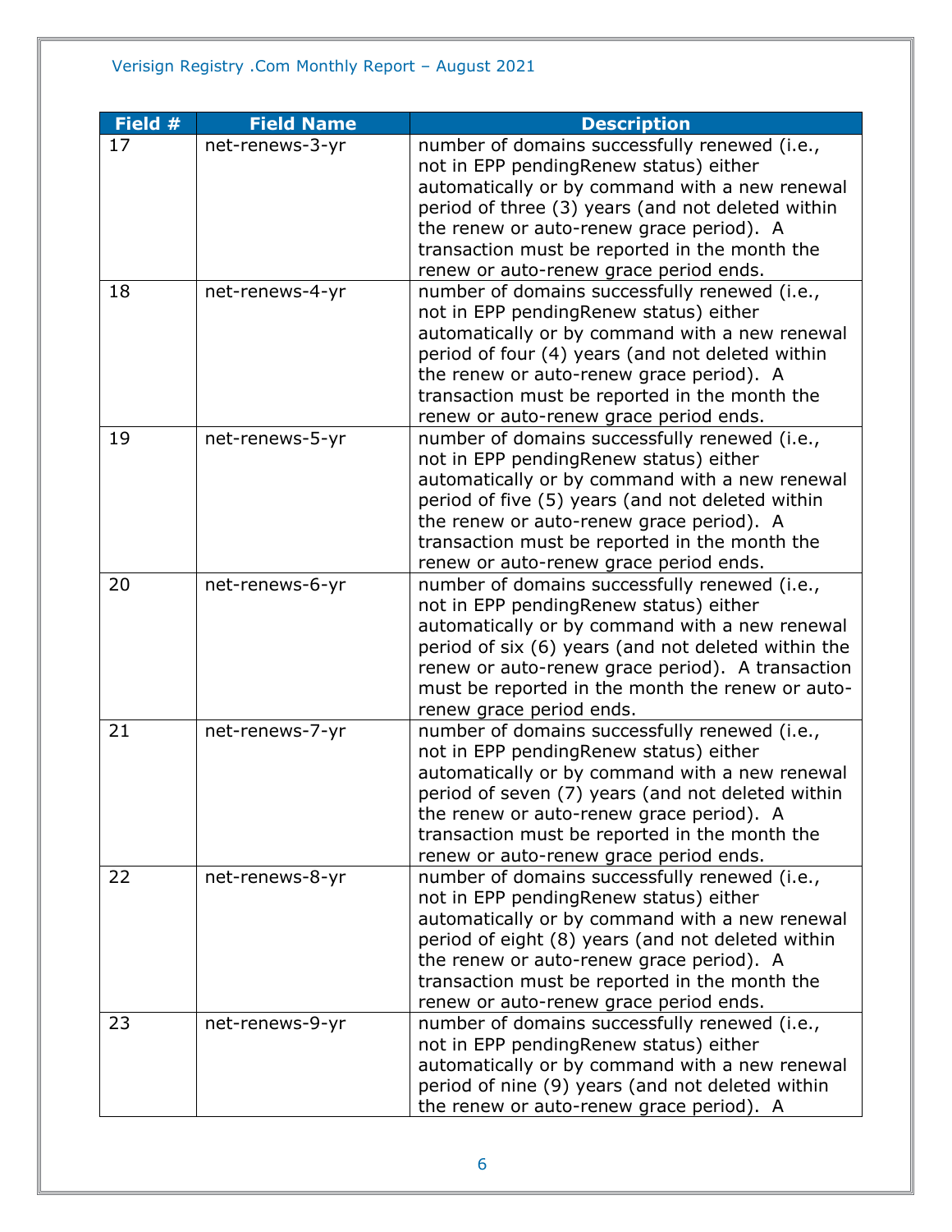| Field # | Field Name | Description |
| --- | --- | --- |
| 17 | net-renews-3-yr | number of domains successfully renewed (i.e., not in EPP pendingRenew status) either automatically or by command with a new renewal period of three (3) years (and not deleted within the renew or auto-renew grace period). A transaction must be reported in the month the renew or auto-renew grace period ends. |
| 18 | net-renews-4-yr | number of domains successfully renewed (i.e., not in EPP pendingRenew status) either automatically or by command with a new renewal period of four (4) years (and not deleted within the renew or auto-renew grace period). A transaction must be reported in the month the renew or auto-renew grace period ends. |
| 19 | net-renews-5-yr | number of domains successfully renewed (i.e., not in EPP pendingRenew status) either automatically or by command with a new renewal period of five (5) years (and not deleted within the renew or auto-renew grace period). A transaction must be reported in the month the renew or auto-renew grace period ends. |
| 20 | net-renews-6-yr | number of domains successfully renewed (i.e., not in EPP pendingRenew status) either automatically or by command with a new renewal period of six (6) years (and not deleted within the renew or auto-renew grace period). A transaction must be reported in the month the renew or auto-renew grace period ends. |
| 21 | net-renews-7-yr | number of domains successfully renewed (i.e., not in EPP pendingRenew status) either automatically or by command with a new renewal period of seven (7) years (and not deleted within the renew or auto-renew grace period). A transaction must be reported in the month the renew or auto-renew grace period ends. |
| 22 | net-renews-8-yr | number of domains successfully renewed (i.e., not in EPP pendingRenew status) either automatically or by command with a new renewal period of eight (8) years (and not deleted within the renew or auto-renew grace period). A transaction must be reported in the month the renew or auto-renew grace period ends. |
| 23 | net-renews-9-yr | number of domains successfully renewed (i.e., not in EPP pendingRenew status) either automatically or by command with a new renewal period of nine (9) years (and not deleted within the renew or auto-renew grace period). A |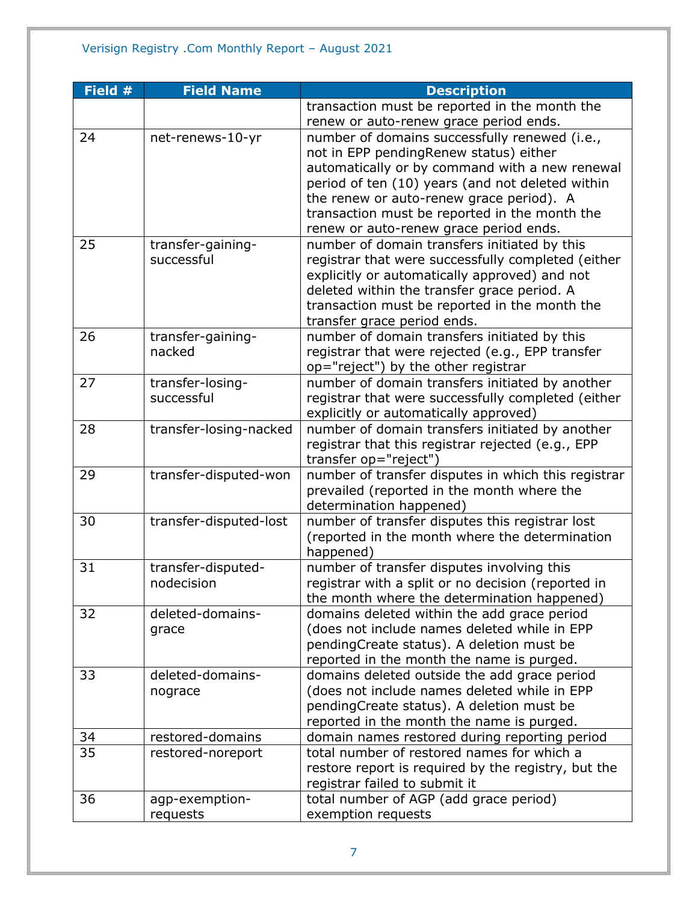| Field # | Field Name | Description |
|---|---|---|
| | | transaction must be reported in the month the renew or auto-renew grace period ends. |
| 24 | net-renews-10-yr | number of domains successfully renewed (i.e., not in EPP pendingRenew status) either automatically or by command with a new renewal period of ten (10) years (and not deleted within the renew or auto-renew grace period). A transaction must be reported in the month the renew or auto-renew grace period ends. |
| 25 | transfer-gaining-successful | number of domain transfers initiated by this registrar that were successfully completed (either explicitly or automatically approved) and not deleted within the transfer grace period. A transaction must be reported in the month the transfer grace period ends. |
| 26 | transfer-gaining-nacked | number of domain transfers initiated by this registrar that were rejected (e.g., EPP transfer op="reject") by the other registrar |
| 27 | transfer-losing-successful | number of domain transfers initiated by another registrar that were successfully completed (either explicitly or automatically approved) |
| 28 | transfer-losing-nacked | number of domain transfers initiated by another registrar that this registrar rejected (e.g., EPP transfer op="reject") |
| 29 | transfer-disputed-won | number of transfer disputes in which this registrar prevailed (reported in the month where the determination happened) |
| 30 | transfer-disputed-lost | number of transfer disputes this registrar lost (reported in the month where the determination happened) |
| 31 | transfer-disputed-nodecision | number of transfer disputes involving this registrar with a split or no decision (reported in the month where the determination happened) |
| 32 | deleted-domains-grace | domains deleted within the add grace period (does not include names deleted while in EPP pendingCreate status). A deletion must be reported in the month the name is purged. |
| 33 | deleted-domains-nograce | domains deleted outside the add grace period (does not include names deleted while in EPP pendingCreate status). A deletion must be reported in the month the name is purged. |
| 34 | restored-domains | domain names restored during reporting period |
| 35 | restored-noreport | total number of restored names for which a restore report is required by the registry, but the registrar failed to submit it |
| 36 | agp-exemption-requests | total number of AGP (add grace period) exemption requests |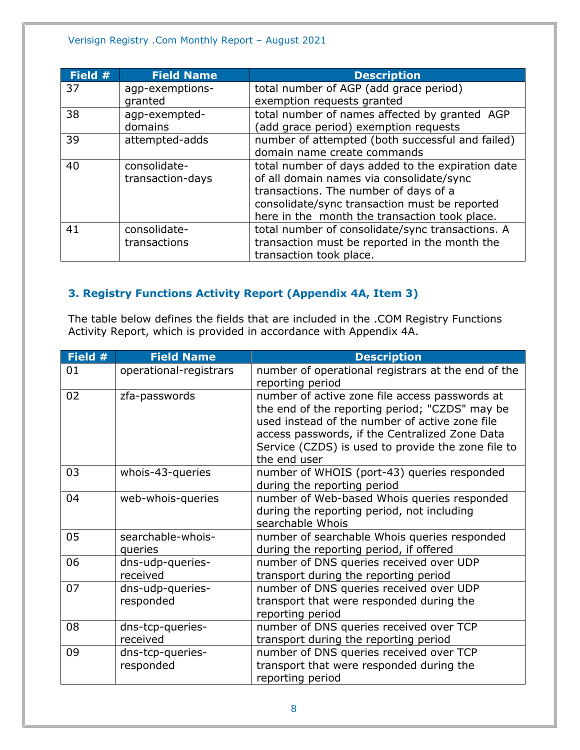| Field # | Field Name | Description |
|---|---|---|
| 37 | agp-exemptions-granted | total number of AGP (add grace period) exemption requests granted |
| 38 | agp-exempted-domains | total number of names affected by granted AGP (add grace period) exemption requests |
| 39 | attempted-adds | number of attempted (both successful and failed) domain name create commands |
| 40 | consolidate-transaction-days | total number of days added to the expiration date of all domain names via consolidate/sync transactions. The number of days of a consolidate/sync transaction must be reported here in the month the transaction took place. |
| 41 | consolidate-transactions | total number of consolidate/sync transactions. A transaction must be reported in the month the transaction took place. |

### 3. Registry Functions Activity Report (Appendix 4A, Item 3)

The table below defines the fields that are included in the .COM Registry Functions Activity Report, which is provided in accordance with Appendix 4A.

| Field # | Field Name | Description |
|---|---|---|
| 01 | operational-registrars | number of operational registrars at the end of the reporting period |
| 02 | zfa-passwords | number of active zone file access passwords at the end of the reporting period; "CZDS" may be used instead of the number of active zone file access passwords, if the Centralized Zone Data Service (CZDS) is used to provide the zone file to the end user |
| 03 | whois-43-queries | number of WHOIS (port-43) queries responded during the reporting period |
| 04 | web-whois-queries | number of Web-based Whois queries responded during the reporting period, not including searchable Whois |
| 05 | searchable-whois-queries | number of searchable Whois queries responded during the reporting period, if offered |
| 06 | dns-udp-queries-received | number of DNS queries received over UDP transport during the reporting period |
| 07 | dns-udp-queries-responded | number of DNS queries received over UDP transport that were responded during the reporting period |
| 08 | dns-tcp-queries-received | number of DNS queries received over TCP transport during the reporting period |
| 09 | dns-tcp-queries-responded | number of DNS queries received over TCP transport that were responded during the reporting period |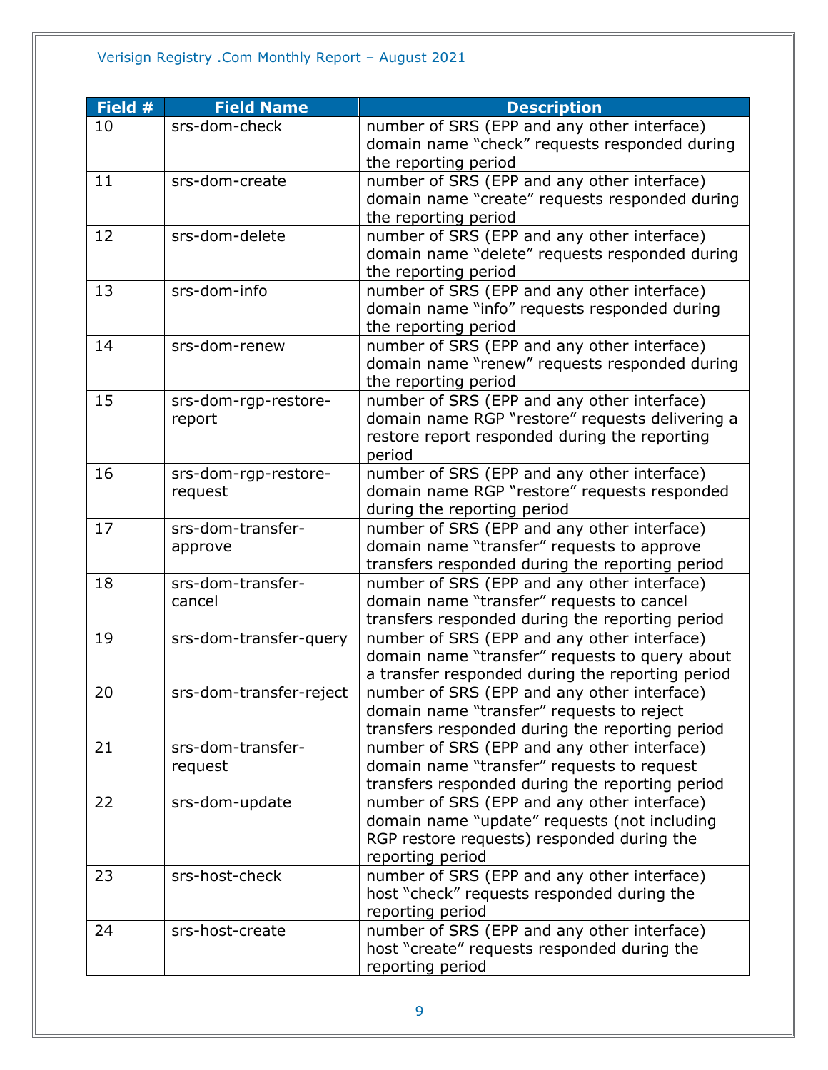| Field # | Field Name | Description |
|---|---|---|
| 10 | srs-dom-check | number of SRS (EPP and any other interface) domain name “check” requests responded during the reporting period |
| 11 | srs-dom-create | number of SRS (EPP and any other interface) domain name “create” requests responded during the reporting period |
| 12 | srs-dom-delete | number of SRS (EPP and any other interface) domain name “delete” requests responded during the reporting period |
| 13 | srs-dom-info | number of SRS (EPP and any other interface) domain name “info” requests responded during the reporting period |
| 14 | srs-dom-renew | number of SRS (EPP and any other interface) domain name “renew” requests responded during the reporting period |
| 15 | srs-dom-rgp-restore-report | number of SRS (EPP and any other interface) domain name RGP “restore” requests delivering a restore report responded during the reporting period |
| 16 | srs-dom-rgp-restore-request | number of SRS (EPP and any other interface) domain name RGP “restore” requests responded during the reporting period |
| 17 | srs-dom-transfer-approve | number of SRS (EPP and any other interface) domain name “transfer” requests to approve transfers responded during the reporting period |
| 18 | srs-dom-transfer-cancel | number of SRS (EPP and any other interface) domain name “transfer” requests to cancel transfers responded during the reporting period |
| 19 | srs-dom-transfer-query | number of SRS (EPP and any other interface) domain name “transfer” requests to query about a transfer responded during the reporting period |
| 20 | srs-dom-transfer-reject | number of SRS (EPP and any other interface) domain name “transfer” requests to reject transfers responded during the reporting period |
| 21 | srs-dom-transfer-request | number of SRS (EPP and any other interface) domain name “transfer” requests to request transfers responded during the reporting period |
| 22 | srs-dom-update | number of SRS (EPP and any other interface) domain name “update” requests (not including RGP restore requests) responded during the reporting period |
| 23 | srs-host-check | number of SRS (EPP and any other interface) host “check” requests responded during the reporting period |
| 24 | srs-host-create | number of SRS (EPP and any other interface) host “create” requests responded during the reporting period |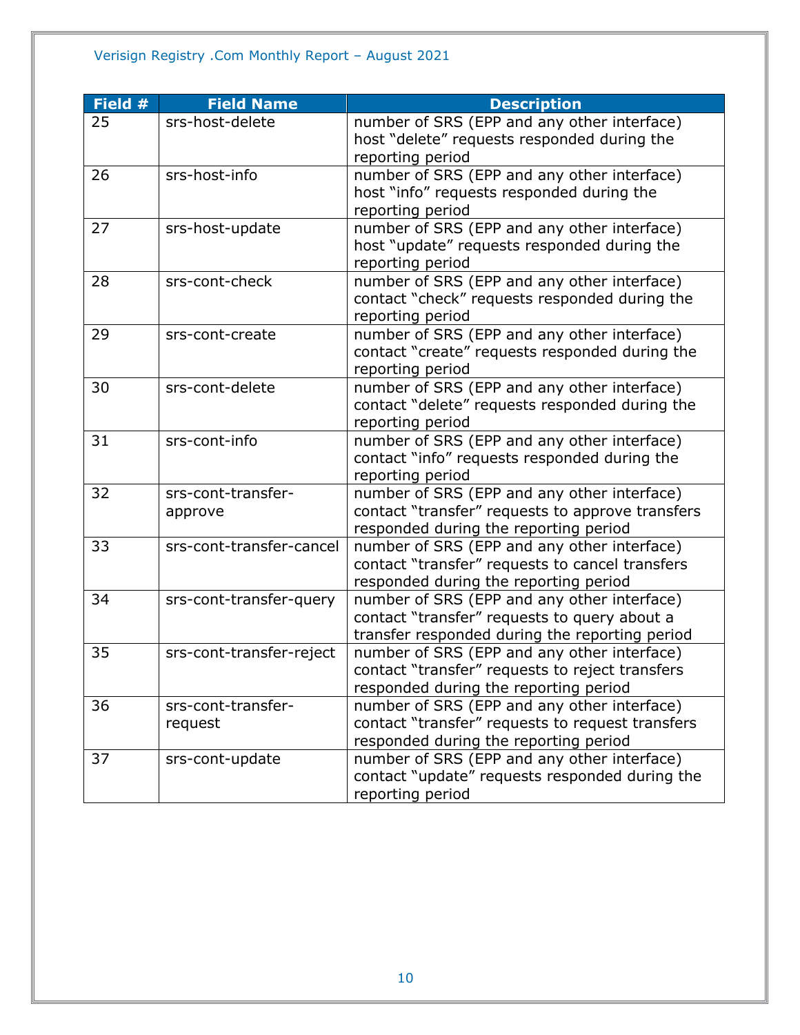| Field # | Field Name | Description |
| --- | --- | --- |
| 25 | srs-host-delete | number of SRS (EPP and any other interface) host "delete" requests responded during the reporting period |
| 26 | srs-host-info | number of SRS (EPP and any other interface) host "info" requests responded during the reporting period |
| 27 | srs-host-update | number of SRS (EPP and any other interface) host "update" requests responded during the reporting period |
| 28 | srs-cont-check | number of SRS (EPP and any other interface) contact "check" requests responded during the reporting period |
| 29 | srs-cont-create | number of SRS (EPP and any other interface) contact "create" requests responded during the reporting period |
| 30 | srs-cont-delete | number of SRS (EPP and any other interface) contact "delete" requests responded during the reporting period |
| 31 | srs-cont-info | number of SRS (EPP and any other interface) contact "info" requests responded during the reporting period |
| 32 | srs-cont-transfer-approve | number of SRS (EPP and any other interface) contact "transfer" requests to approve transfers responded during the reporting period |
| 33 | srs-cont-transfer-cancel | number of SRS (EPP and any other interface) contact "transfer" requests to cancel transfers responded during the reporting period |
| 34 | srs-cont-transfer-query | number of SRS (EPP and any other interface) contact "transfer" requests to query about a transfer responded during the reporting period |
| 35 | srs-cont-transfer-reject | number of SRS (EPP and any other interface) contact "transfer" requests to reject transfers responded during the reporting period |
| 36 | srs-cont-transfer-request | number of SRS (EPP and any other interface) contact "transfer" requests to request transfers responded during the reporting period |
| 37 | srs-cont-update | number of SRS (EPP and any other interface) contact "update" requests responded during the reporting period |